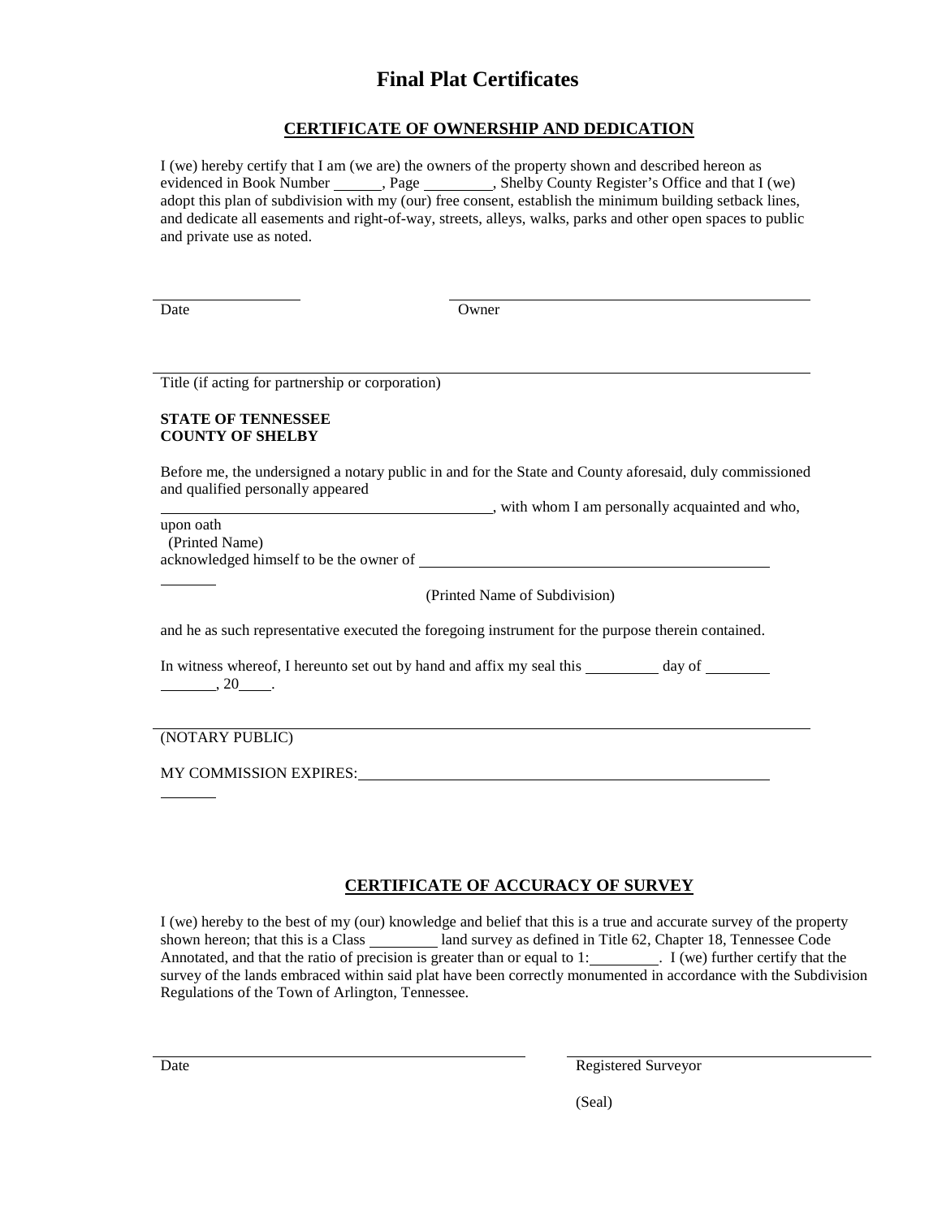# Final Plat Certificates

## CERTIFICATE OF OWNERSHIP AND DEDICATION

I (we) hereby certify that I am (we are) the owners of the property shown and described hereon as evidenced in Book Number ______, Page _________, Shelby County Register's Office and that I (we) adopt this plan of subdivision with my (our) free consent, establish the minimum building setback lines, and dedicate all easements and right-of-way, streets, alleys, walks, parks and other open spaces to public and private use as noted.

____________________ ____________________________________________

Date Owner

__________________________________________________________________

Title (if acting for partnership or corporation)

**STATE OF TENNESSEE**
**COUNTY OF SHELBY**

Before me, the undersigned a notary public in and for the State and County aforesaid, duly commissioned and qualified personally appeared

_____________________________________________, with whom I am personally acquainted and who, upon oath

(Printed Name)

acknowledged himself to be the owner of ______________________________________________

(Printed Name of Subdivision)

and he as such representative executed the foregoing instrument for the purpose therein contained.

In witness whereof, I hereunto set out by hand and affix my seal this __________ day of _________ ________, 20____.

__________________________________________________________________

(NOTARY PUBLIC)

MY COMMISSION EXPIRES:__________________________________________________

## CERTIFICATE OF ACCURACY OF SURVEY

I (we) hereby to the best of my (our) knowledge and belief that this is a true and accurate survey of the property shown hereon; that this is a Class _________ land survey as defined in Title 62, Chapter 18, Tennessee Code Annotated, and that the ratio of precision is greater than or equal to 1:_________. I (we) further certify that the survey of the lands embraced within said plat have been correctly monumented in accordance with the Subdivision Regulations of the Town of Arlington, Tennessee.

______________________________________________ ______________________________

Date Registered Surveyor

(Seal)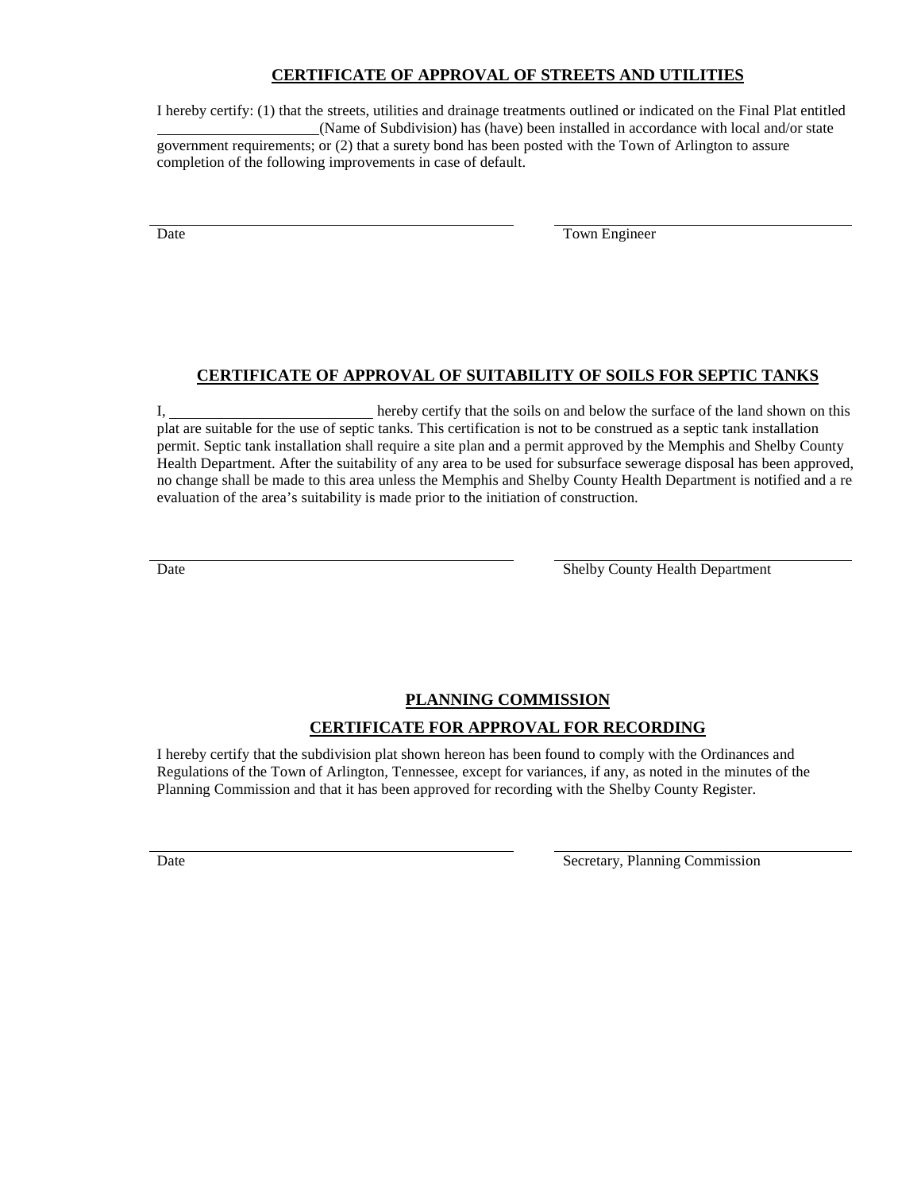## CERTIFICATE OF APPROVAL OF STREETS AND UTILITIES

I hereby certify: (1) that the streets, utilities and drainage treatments outlined or indicated on the Final Plat entitled \_\_\_\_\_\_\_\_\_\_\_\_\_\_\_\_\_\_\_\_\_\_(Name of Subdivision) has (have) been installed in accordance with local and/or state government requirements; or (2) that a surety bond has been posted with the Town of Arlington to assure completion of the following improvements in case of default.

\_\_\_\_\_\_\_\_\_\_\_\_\_\_\_\_\_\_\_\_\_\_\_\_\_\_\_\_\_\_\_\_\_\_\_\_\_\_\_\_ \_\_\_\_\_\_\_\_\_\_\_\_\_\_\_\_\_\_\_\_\_\_\_\_\_\_\_\_\_\_\_\_\_\_\_\_

Date Town Engineer

## CERTIFICATE OF APPROVAL OF SUITABILITY OF SOILS FOR SEPTIC TANKS

I, \_\_\_\_\_\_\_\_\_\_\_\_\_\_\_\_\_\_\_\_\_\_\_\_\_\_\_\_ hereby certify that the soils on and below the surface of the land shown on this plat are suitable for the use of septic tanks. This certification is not to be construed as a septic tank installation permit. Septic tank installation shall require a site plan and a permit approved by the Memphis and Shelby County Health Department. After the suitability of any area to be used for subsurface sewerage disposal has been approved, no change shall be made to this area unless the Memphis and Shelby County Health Department is notified and a re evaluation of the area's suitability is made prior to the initiation of construction.

\_\_\_\_\_\_\_\_\_\_\_\_\_\_\_\_\_\_\_\_\_\_\_\_\_\_\_\_\_\_\_\_\_\_\_\_\_\_\_\_ \_\_\_\_\_\_\_\_\_\_\_\_\_\_\_\_\_\_\_\_\_\_\_\_\_\_\_\_\_\_\_\_\_\_\_\_

Date Shelby County Health Department

## PLANNING COMMISSION

## CERTIFICATE FOR APPROVAL FOR RECORDING

I hereby certify that the subdivision plat shown hereon has been found to comply with the Ordinances and Regulations of the Town of Arlington, Tennessee, except for variances, if any, as noted in the minutes of the Planning Commission and that it has been approved for recording with the Shelby County Register.

\_\_\_\_\_\_\_\_\_\_\_\_\_\_\_\_\_\_\_\_\_\_\_\_\_\_\_\_\_\_\_\_\_\_\_\_\_\_\_\_ \_\_\_\_\_\_\_\_\_\_\_\_\_\_\_\_\_\_\_\_\_\_\_\_\_\_\_\_\_\_\_\_\_\_\_\_

Date Secretary, Planning Commission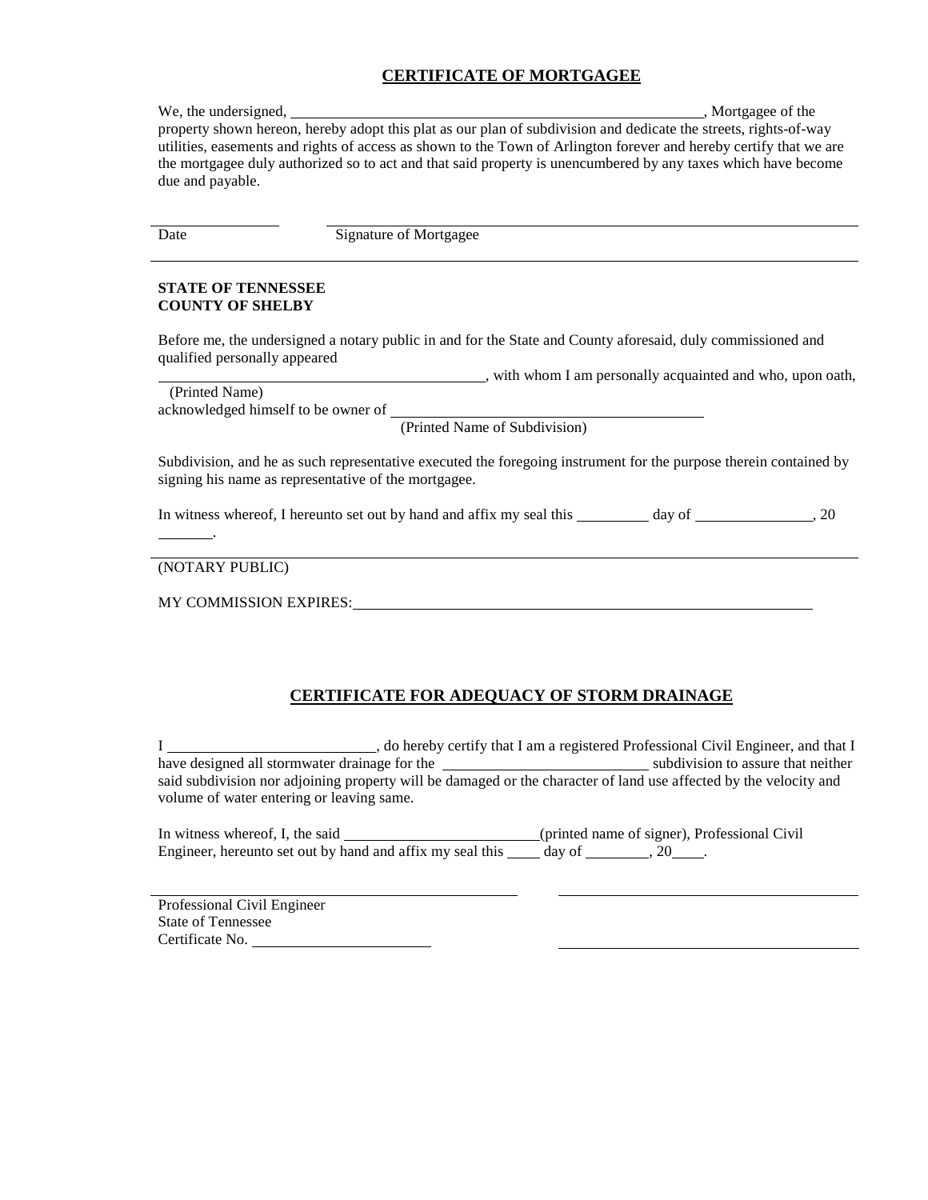## CERTIFICATE OF MORTGAGEE

We, the undersigned, ________________________________________________, Mortgagee of the property shown hereon, hereby adopt this plat as our plan of subdivision and dedicate the streets, rights-of-way utilities, easements and rights of access as shown to the Town of Arlington forever and hereby certify that we are the mortgagee duly authorized so to act and that said property is unencumbered by any taxes which have become due and payable.

______________ ________________________________________________

Date Signature of Mortgagee

**STATE OF TENNESSEE**
**COUNTY OF SHELBY**

Before me, the undersigned a notary public in and for the State and County aforesaid, duly commissioned and qualified personally appeared

________________________________________, with whom I am personally acquainted and who, upon oath,
(Printed Name)
acknowledged himself to be owner of ________________________________________
(Printed Name of Subdivision)

Subdivision, and he as such representative executed the foregoing instrument for the purpose therein contained by signing his name as representative of the mortgagee.

In witness whereof, I hereunto set out by hand and affix my seal this ________ day of ______________, 20 ______.

________________________________________________
(NOTARY PUBLIC)

MY COMMISSION EXPIRES:________________________________________________

## CERTIFICATE FOR ADEQUACY OF STORM DRAINAGE

I ___________________________, do hereby certify that I am a registered Professional Civil Engineer, and that I have designed all stormwater drainage for the ___________________________ subdivision to assure that neither said subdivision nor adjoining property will be damaged or the character of land use affected by the velocity and volume of water entering or leaving same.

In witness whereof, I, the said ________________________(printed name of signer), Professional Civil Engineer, hereunto set out by hand and affix my seal this ____ day of ________, 20____.

________________________________________ ________________________________________

Professional Civil Engineer
State of Tennessee
Certificate No. ______________________ ________________________________________